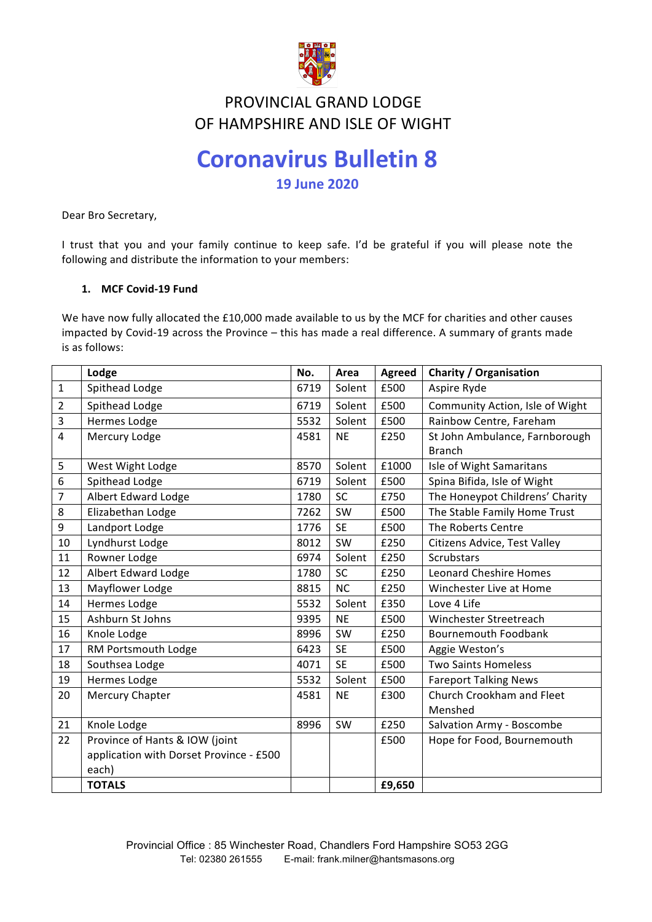PROVINCIAL GRAND LODGE
OF HAMPSHIRE AND ISLE OF WIGHT

# Coronavirus Bulletin 8

**19 June 2020**

Dear Bro Secretary,

I trust that you and your family continue to keep safe. I'd be grateful if you will please note the following and distribute the information to your members:

### 1. MCF Covid-19 Fund

We have now fully allocated the £10,000 made available to us by the MCF for charities and other causes impacted by Covid-19 across the Province – this has made a real difference. A summary of grants made is as follows:

| | Lodge | No. | Area | Agreed | Charity / Organisation |
|---|---|---|---|---|---|
| 1 | Spithead Lodge | 6719 | Solent | £500 | Aspire Ryde |
| 2 | Spithead Lodge | 6719 | Solent | £500 | Community Action, Isle of Wight |
| 3 | Hermes Lodge | 5532 | Solent | £500 | Rainbow Centre, Fareham |
| 4 | Mercury Lodge | 4581 | NE | £250 | St John Ambulance, Farnborough Branch |
| 5 | West Wight Lodge | 8570 | Solent | £1000 | Isle of Wight Samaritans |
| 6 | Spithead Lodge | 6719 | Solent | £500 | Spina Bifida, Isle of Wight |
| 7 | Albert Edward Lodge | 1780 | SC | £750 | The Honeypot Childrens' Charity |
| 8 | Elizabethan Lodge | 7262 | SW | £500 | The Stable Family Home Trust |
| 9 | Landport Lodge | 1776 | SE | £500 | The Roberts Centre |
| 10 | Lyndhurst Lodge | 8012 | SW | £250 | Citizens Advice, Test Valley |
| 11 | Rowner Lodge | 6974 | Solent | £250 | Scrubstars |
| 12 | Albert Edward Lodge | 1780 | SC | £250 | Leonard Cheshire Homes |
| 13 | Mayflower Lodge | 8815 | NC | £250 | Winchester Live at Home |
| 14 | Hermes Lodge | 5532 | Solent | £350 | Love 4 Life |
| 15 | Ashburn St Johns | 9395 | NE | £500 | Winchester Streetreach |
| 16 | Knole Lodge | 8996 | SW | £250 | Bournemouth Foodbank |
| 17 | RM Portsmouth Lodge | 6423 | SE | £500 | Aggie Weston's |
| 18 | Southsea Lodge | 4071 | SE | £500 | Two Saints Homeless |
| 19 | Hermes Lodge | 5532 | Solent | £500 | Fareport Talking News |
| 20 | Mercury Chapter | 4581 | NE | £300 | Church Crookham and Fleet Menshed |
| 21 | Knole Lodge | 8996 | SW | £250 | Salvation Army - Boscombe |
| 22 | Province of Hants & IOW (joint application with Dorset Province - £500 each) | | | £500 | Hope for Food, Bournemouth |
| | **TOTALS** | | | **£9,650** | |

Provincial Office : 85 Winchester Road, Chandlers Ford Hampshire SO53 2GG
Tel: 02380 261555 E-mail: frank.milner@hantsmasons.org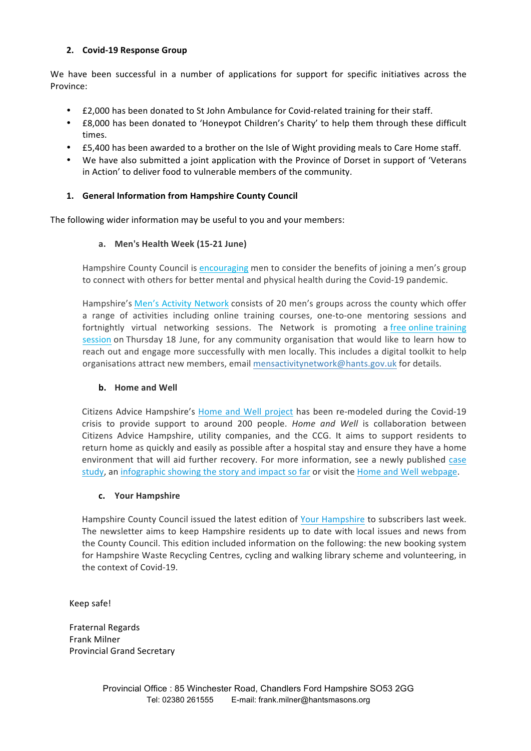## 2. Covid-19 Response Group

We have been successful in a number of applications for support for specific initiatives across the Province:

- £2,000 has been donated to St John Ambulance for Covid-related training for their staff.
- £8,000 has been donated to 'Honeypot Children's Charity' to help them through these difficult times.
- £5,400 has been awarded to a brother on the Isle of Wight providing meals to Care Home staff.
- We have also submitted a joint application with the Province of Dorset in support of 'Veterans in Action' to deliver food to vulnerable members of the community.

## 1. General Information from Hampshire County Council

The following wider information may be useful to you and your members:

### a. Men's Health Week (15-21 June)

Hampshire County Council is encouraging men to consider the benefits of joining a men's group to connect with others for better mental and physical health during the Covid-19 pandemic.

Hampshire's Men's Activity Network consists of 20 men's groups across the county which offer a range of activities including online training courses, one-to-one mentoring sessions and fortnightly virtual networking sessions. The Network is promoting a free online training session on Thursday 18 June, for any community organisation that would like to learn how to reach out and engage more successfully with men locally. This includes a digital toolkit to help organisations attract new members, email mensactivitynetwork@hants.gov.uk for details.

### b. Home and Well

Citizens Advice Hampshire's Home and Well project has been re-modeled during the Covid-19 crisis to provide support to around 200 people. *Home and Well* is collaboration between Citizens Advice Hampshire, utility companies, and the CCG. It aims to support residents to return home as quickly and easily as possible after a hospital stay and ensure they have a home environment that will aid further recovery. For more information, see a newly published case study, an infographic showing the story and impact so far or visit the Home and Well webpage.

### c. Your Hampshire

Hampshire County Council issued the latest edition of Your Hampshire to subscribers last week. The newsletter aims to keep Hampshire residents up to date with local issues and news from the County Council. This edition included information on the following: the new booking system for Hampshire Waste Recycling Centres, cycling and walking library scheme and volunteering, in the context of Covid-19.

Keep safe!

Fraternal Regards
Frank Milner
Provincial Grand Secretary

Provincial Office : 85 Winchester Road, Chandlers Ford Hampshire SO53 2GG
Tel: 02380 261555 E-mail: frank.milner@hantsmasons.org